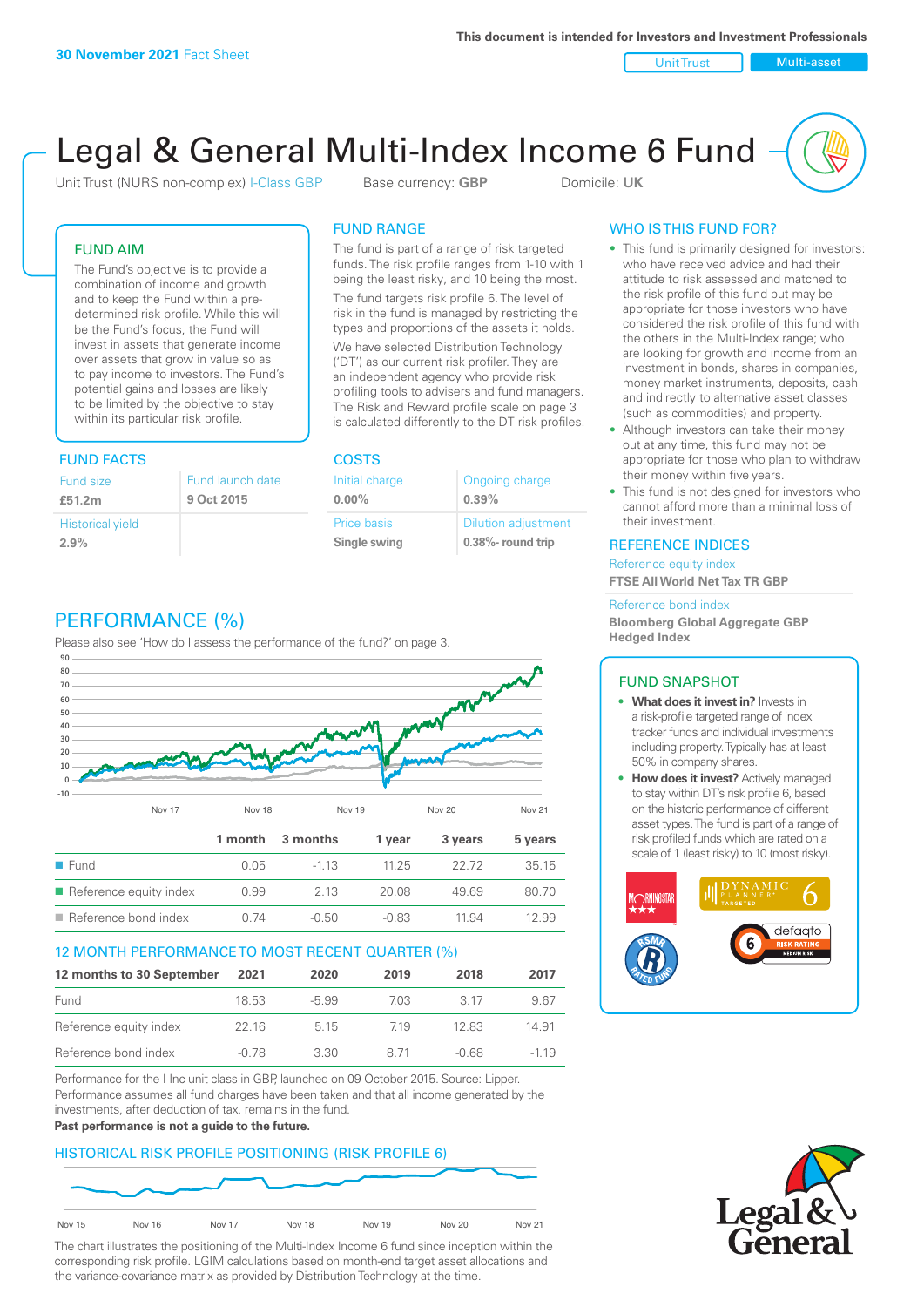**30 November 2021** Fact Sheet

This document is intended for Investors and Investment Professionals

Unit Trust | Multi-asset

# Legal & General Multi-Index Income 6 Fund

Unit Trust (NURS non-complex) I-Class GBP    Base currency: **GBP**    Domicile: **UK**

## FUND AIM

The Fund's objective is to provide a combination of income and growth and to keep the Fund within a pre-determined risk profile. While this will be the Fund's focus, the Fund will invest in assets that generate income over assets that grow in value so as to pay income to investors. The Fund's potential gains and losses are likely to be limited by the objective to stay within its particular risk profile.

## FUND RANGE

The fund is part of a range of risk targeted funds. The risk profile ranges from 1-10 with 1 being the least risky, and 10 being the most.

The fund targets risk profile 6. The level of risk in the fund is managed by restricting the types and proportions of the assets it holds.

We have selected Distribution Technology ('DT') as our current risk profiler. They are an independent agency who provide risk profiling tools to advisers and fund managers. The Risk and Reward profile scale on page 3 is calculated differently to the DT risk profiles.

## WHO IS THIS FUND FOR?

- This fund is primarily designed for investors: who have received advice and had their attitude to risk assessed and matched to the risk profile of this fund but may be appropriate for those investors who have considered the risk profile of this fund with the others in the Multi-Index range; who are looking for growth and income from an investment in bonds, shares in companies, money market instruments, deposits, cash and indirectly to alternative asset classes (such as commodities) and property.
- Although investors can take their money out at any time, this fund may not be appropriate for those who plan to withdraw their money within five years.
- This fund is not designed for investors who cannot afford more than a minimal loss of their investment.

## FUND FACTS

| Fund size | Fund launch date |
|---|---|
| **£51.2m** | **9 Oct 2015** |
| Historical yield | |
| **2.9%** | |

## COSTS

| Initial charge | Ongoing charge |
|---|---|
| **0.00%** | **0.39%** |
| Price basis | Dilution adjustment |
| **Single swing** | **0.38%- round trip** |

## REFERENCE INDICES

Reference equity index
**FTSE All World Net Tax TR GBP**

Reference bond index
**Bloomberg Global Aggregate GBP Hedged Index**

## PERFORMANCE (%)

Please also see 'How do I assess the performance of the fund?' on page 3.

| | 1 month | 3 months | 1 year | 3 years | 5 years |
|---|---|---|---|---|---|
| Fund | 0.05 | -1.13 | 11.25 | 22.72 | 35.15 |
| Reference equity index | 0.99 | 2.13 | 20.08 | 49.69 | 80.70 |
| Reference bond index | 0.74 | -0.50 | -0.83 | 11.94 | 12.99 |

## 12 MONTH PERFORMANCE TO MOST RECENT QUARTER (%)

| 12 months to 30 September | 2021 | 2020 | 2019 | 2018 | 2017 |
|---|---|---|---|---|---|
| Fund | 18.53 | -5.99 | 7.03 | 3.17 | 9.67 |
| Reference equity index | 22.16 | 5.15 | 7.19 | 12.83 | 14.91 |
| Reference bond index | -0.78 | 3.30 | 8.71 | -0.68 | -1.19 |

Performance for the I Inc unit class in GBP, launched on 09 October 2015. Source: Lipper. Performance assumes all fund charges have been taken and that all income generated by the investments, after deduction of tax, remains in the fund.

**Past performance is not a guide to the future.**

## FUND SNAPSHOT

- **What does it invest in?** Invests in a risk-profile targeted range of index tracker funds and individual investments including property. Typically has at least 50% in company shares.
- **How does it invest?** Actively managed to stay within DT's risk profile 6, based on the historic performance of different asset types. The fund is part of a range of risk profiled funds which are rated on a scale of 1 (least risky) to 10 (most risky).

## HISTORICAL RISK PROFILE POSITIONING (RISK PROFILE 6)

The chart illustrates the positioning of the Multi-Index Income 6 fund since inception within the corresponding risk profile. LGIM calculations based on month-end target asset allocations and the variance-covariance matrix as provided by Distribution Technology at the time.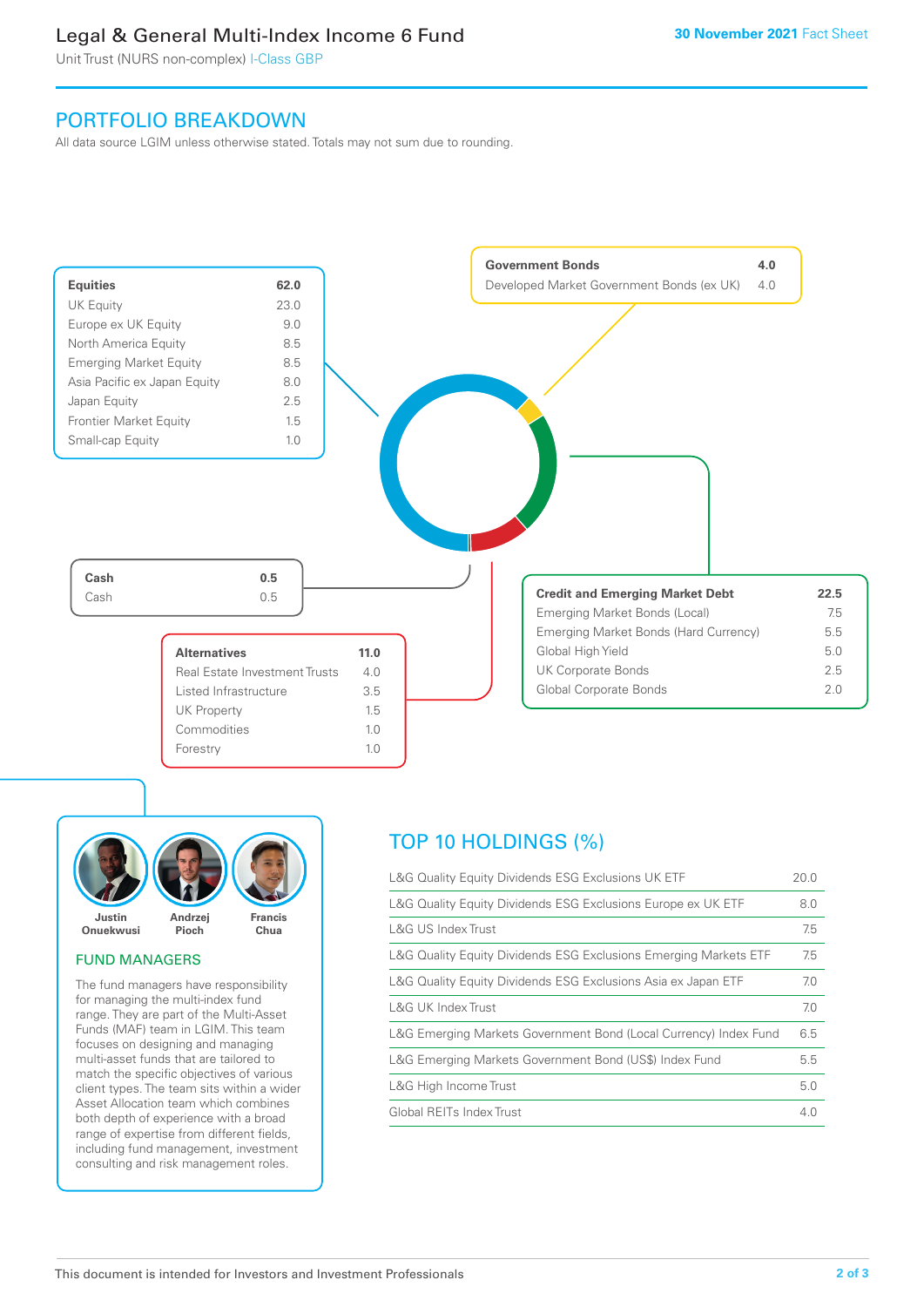# Legal & General Multi-Index Income 6 Fund

Unit Trust (NURS non-complex) I-Class GBP

30 November 2021 Fact Sheet

## PORTFOLIO BREAKDOWN

All data source LGIM unless otherwise stated. Totals may not sum due to rounding.

| Equities | 62.0 |
| --- | --- |
| UK Equity | 23.0 |
| Europe ex UK Equity | 9.0 |
| North America Equity | 8.5 |
| Emerging Market Equity | 8.5 |
| Asia Pacific ex Japan Equity | 8.0 |
| Japan Equity | 2.5 |
| Frontier Market Equity | 1.5 |
| Small-cap Equity | 1.0 |

| Government Bonds | 4.0 |
| --- | --- |
| Developed Market Government Bonds (ex UK) | 4.0 |

| Credit and Emerging Market Debt | 22.5 |
| --- | --- |
| Emerging Market Bonds (Local) | 7.5 |
| Emerging Market Bonds (Hard Currency) | 5.5 |
| Global High Yield | 5.0 |
| UK Corporate Bonds | 2.5 |
| Global Corporate Bonds | 2.0 |

| Cash | 0.5 |
| --- | --- |
| Cash | 0.5 |

| Alternatives | 11.0 |
| --- | --- |
| Real Estate Investment Trusts | 4.0 |
| Listed Infrastructure | 3.5 |
| UK Property | 1.5 |
| Commodities | 1.0 |
| Forestry | 1.0 |

Justin Onuekwusi, Andrzej Pioch, Francis Chua

### FUND MANAGERS

The fund managers have responsibility for managing the multi-index fund range. They are part of the Multi-Asset Funds (MAF) team in LGIM. This team focuses on designing and managing multi-asset funds that are tailored to match the specific objectives of various client types. The team sits within a wider Asset Allocation team which combines both depth of experience with a broad range of expertise from different fields, including fund management, investment consulting and risk management roles.

## TOP 10 HOLDINGS (%)

| Holding | % |
| --- | --- |
| L&G Quality Equity Dividends ESG Exclusions UK ETF | 20.0 |
| L&G Quality Equity Dividends ESG Exclusions Europe ex UK ETF | 8.0 |
| L&G US Index Trust | 7.5 |
| L&G Quality Equity Dividends ESG Exclusions Emerging Markets ETF | 7.5 |
| L&G Quality Equity Dividends ESG Exclusions Asia ex Japan ETF | 7.0 |
| L&G UK Index Trust | 7.0 |
| L&G Emerging Markets Government Bond (Local Currency) Index Fund | 6.5 |
| L&G Emerging Markets Government Bond (US$) Index Fund | 5.5 |
| L&G High Income Trust | 5.0 |
| Global REITs Index Trust | 4.0 |

This document is intended for Investors and Investment Professionals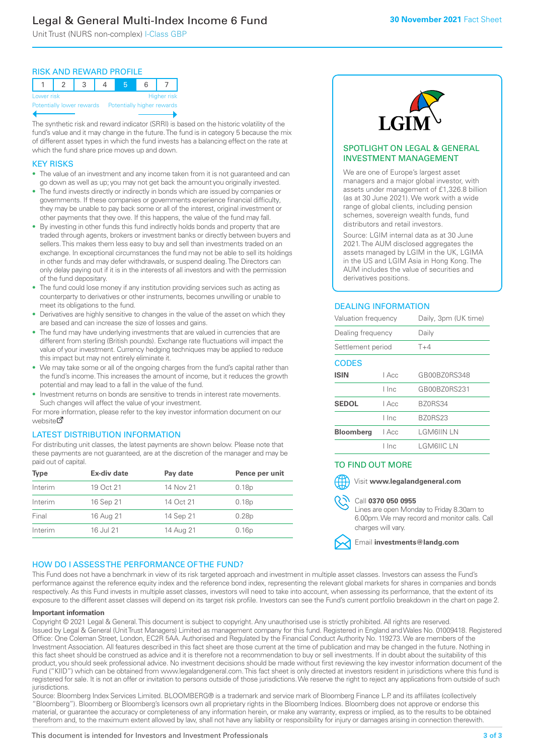# Legal & General Multi-Index Income 6 Fund

Unit Trust (NURS non-complex) I-Class GBP

**30 November 2021** Fact Sheet

## RISK AND REWARD PROFILE

| 1 | 2 | 3 | 4 | 5 | 6 | 7 |
|---|---|---|---|---|---|---|

Lower risk — Higher risk

Potentially lower rewards — Potentially higher rewards

The synthetic risk and reward indicator (SRRI) is based on the historic volatility of the fund's value and it may change in the future. The fund is in category 5 because the mix of different asset types in which the fund invests has a balancing effect on the rate at which the fund share price moves up and down.

## KEY RISKS

- The value of an investment and any income taken from it is not guaranteed and can go down as well as up; you may not get back the amount you originally invested.
- The fund invests directly or indirectly in bonds which are issued by companies or governments. If these companies or governments experience financial difficulty, they may be unable to pay back some or all of the interest, original investment or other payments that they owe. If this happens, the value of the fund may fall.
- By investing in other funds this fund indirectly holds bonds and property that are traded through agents, brokers or investment banks or directly between buyers and sellers. This makes them less easy to buy and sell than investments traded on an exchange. In exceptional circumstances the fund may not be able to sell its holdings in other funds and may defer withdrawals, or suspend dealing. The Directors can only delay paying out if it is in the interests of all investors and with the permission of the fund depositary.
- The fund could lose money if any institution providing services such as acting as counterparty to derivatives or other instruments, becomes unwilling or unable to meet its obligations to the fund.
- Derivatives are highly sensitive to changes in the value of the asset on which they are based and can increase the size of losses and gains.
- The fund may have underlying investments that are valued in currencies that are different from sterling (British pounds). Exchange rate fluctuations will impact the value of your investment. Currency hedging techniques may be applied to reduce this impact but may not entirely eliminate it.
- We may take some or all of the ongoing charges from the fund's capital rather than the fund's income. This increases the amount of income, but it reduces the growth potential and may lead to a fall in the value of the fund.
- Investment returns on bonds are sensitive to trends in interest rate movements. Such changes will affect the value of your investment.

For more information, please refer to the key investor information document on our website

## LATEST DISTRIBUTION INFORMATION

For distributing unit classes, the latest payments are shown below. Please note that these payments are not guaranteed, are at the discretion of the manager and may be paid out of capital.

| Type | Ex-div date | Pay date | Pence per unit |
|---|---|---|---|
| Interim | 19 Oct 21 | 14 Nov 21 | 0.18p |
| Interim | 16 Sep 21 | 14 Oct 21 | 0.18p |
| Final | 16 Aug 21 | 14 Sep 21 | 0.28p |
| Interim | 16 Jul 21 | 14 Aug 21 | 0.16p |

## SPOTLIGHT ON LEGAL & GENERAL INVESTMENT MANAGEMENT

We are one of Europe's largest asset managers and a major global investor, with assets under management of £1,326.8 billion (as at 30 June 2021). We work with a wide range of global clients, including pension schemes, sovereign wealth funds, fund distributors and retail investors.

Source: LGIM internal data as at 30 June 2021. The AUM disclosed aggregates the assets managed by LGIM in the UK, LGIMA in the US and LGIM Asia in Hong Kong. The AUM includes the value of securities and derivatives positions.

## DEALING INFORMATION

| | |
|---|---|
| Valuation frequency | Daily, 3pm (UK time) |
| Dealing frequency | Daily |
| Settlement period | T+4 |

## CODES

| | | |
|---|---|---|
| **ISIN** | I Acc | GB00BZ0RS348 |
| | I Inc | GB00BZ0RS231 |
| **SEDOL** | I Acc | BZ0RS34 |
| | I Inc | BZ0RS23 |
| **Bloomberg** | I Acc | LGM6IIN LN |
| | I Inc | LGM6IIC LN |

## TO FIND OUT MORE

Visit **www.legalandgeneral.com**

Call **0370 050 0955**
Lines are open Monday to Friday 8.30am to 6.00pm. We may record and monitor calls. Call charges will vary.

Email **investments@landg.com**

## HOW DO I ASSESS THE PERFORMANCE OF THE FUND?

This Fund does not have a benchmark in view of its risk targeted approach and investment in multiple asset classes. Investors can assess the Fund's performance against the reference equity index and the reference bond index, representing the relevant global markets for shares in companies and bonds respectively. As this Fund invests in multiple asset classes, investors will need to take into account, when assessing its performance, that the extent of its exposure to the different asset classes will depend on its target risk profile. Investors can see the Fund's current portfolio breakdown in the chart on page 2.

**Important information**

Copyright © 2021 Legal & General. This document is subject to copyright. Any unauthorised use is strictly prohibited. All rights are reserved.
Issued by Legal & General (Unit Trust Managers) Limited as management company for this fund. Registered in England and Wales No. 01009418. Registered Office: One Coleman Street, London, EC2R 5AA. Authorised and Regulated by the Financial Conduct Authority No. 119273. We are members of the Investment Association. All features described in this fact sheet are those current at the time of publication and may be changed in the future. Nothing in this fact sheet should be construed as advice and it is therefore not a recommendation to buy or sell investments. If in doubt about the suitability of this product, you should seek professional advice. No investment decisions should be made without first reviewing the key investor information document of the Fund ("KIID") which can be obtained from www.legalandgeneral.com. This fact sheet is only directed at investors resident in jurisdictions where this fund is registered for sale. It is not an offer or invitation to persons outside of those jurisdictions. We reserve the right to reject any applications from outside of such jurisdictions.
Source: Bloomberg Index Services Limited. BLOOMBERG® is a trademark and service mark of Bloomberg Finance L.P. and its affiliates (collectively "Bloomberg"). Bloomberg or Bloomberg's licensors own all proprietary rights in the Bloomberg Indices. Bloomberg does not approve or endorse this material, or guarantee the accuracy or completeness of any information herein, or make any warranty, express or implied, as to the results to be obtained therefrom and, to the maximum extent allowed by law, shall not have any liability or responsibility for injury or damages arising in connection therewith.

This document is intended for Investors and Investment Professionals